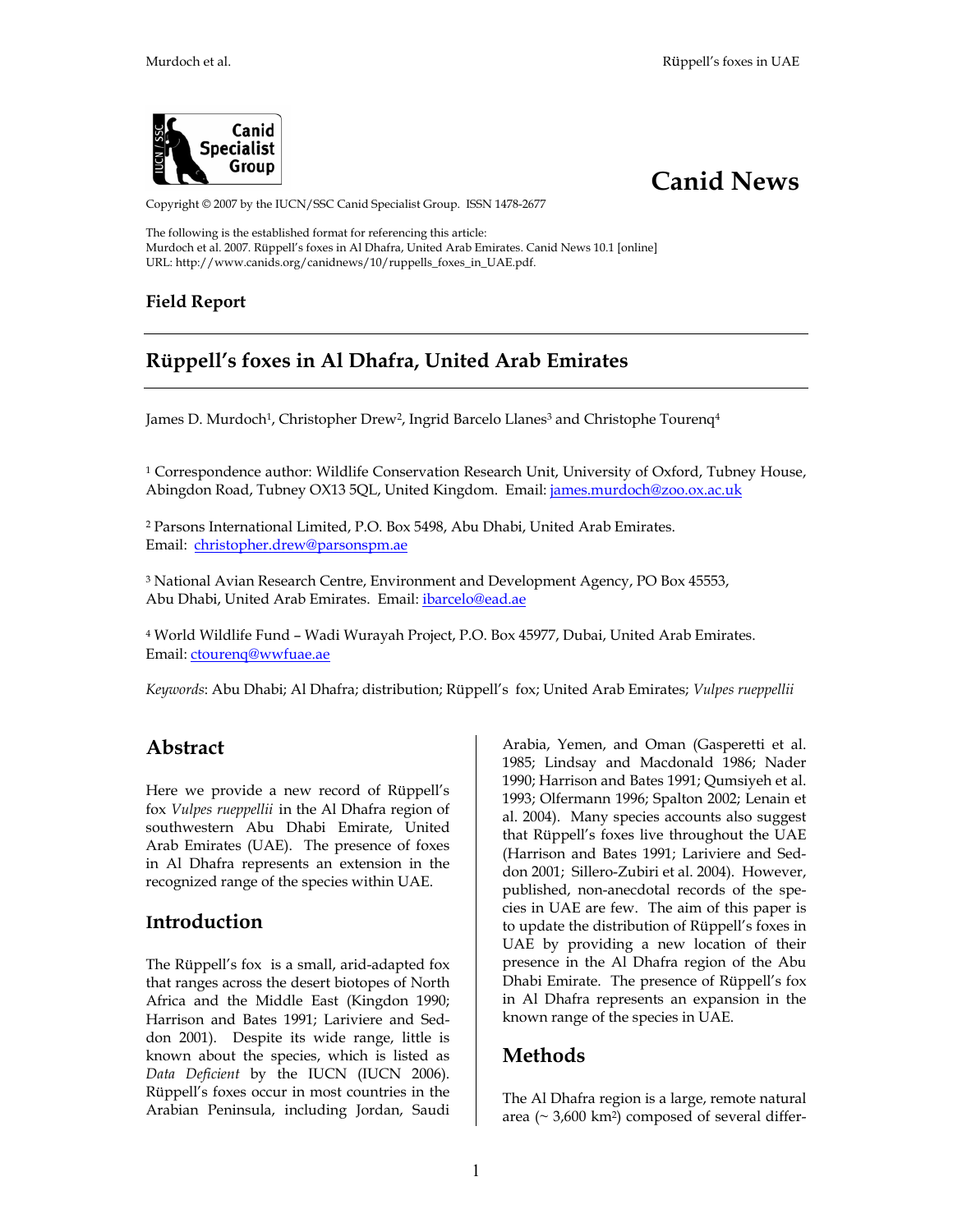Canid News

Copyright © 2007 by the IUCN/SSC Canid Specialist Group. ISSN 1478-2677

The following is the established format for referencing this article:
Murdoch et al. 2007. Rüppell's foxes in Al Dhafra, United Arab Emirates. Canid News 10.1 [online]
URL: http://www.canids.org/canidnews/10/ruppells_foxes_in_UAE.pdf.

**Field Report**

# Rüppell's foxes in Al Dhafra, United Arab Emirates

James D. Murdoch[1], Christopher Drew[2], Ingrid Barcelo Llanes[3] and Christophe Tourenq[4]

[1] Correspondence author: Wildlife Conservation Research Unit, University of Oxford, Tubney House, Abingdon Road, Tubney OX13 5QL, United Kingdom. Email: james.murdoch@zoo.ox.ac.uk

[2] Parsons International Limited, P.O. Box 5498, Abu Dhabi, United Arab Emirates. Email: christopher.drew@parsonspm.ae

[3] National Avian Research Centre, Environment and Development Agency, PO Box 45553, Abu Dhabi, United Arab Emirates. Email: ibarcelo@ead.ae

[4] World Wildlife Fund – Wadi Wurayah Project, P.O. Box 45977, Dubai, United Arab Emirates. Email: ctourenq@wwfuae.ae

*Keywords*: Abu Dhabi; Al Dhafra; distribution; Rüppell's fox; United Arab Emirates; *Vulpes rueppellii*

## Abstract

Here we provide a new record of Rüppell's fox *Vulpes rueppellii* in the Al Dhafra region of southwestern Abu Dhabi Emirate, United Arab Emirates (UAE). The presence of foxes in Al Dhafra represents an extension in the recognized range of the species within UAE.

## Introduction

The Rüppell's fox is a small, arid-adapted fox that ranges across the desert biotopes of North Africa and the Middle East (Kingdon 1990; Harrison and Bates 1991; Lariviere and Seddon 2001). Despite its wide range, little is known about the species, which is listed as *Data Deficient* by the IUCN (IUCN 2006). Rüppell's foxes occur in most countries in the Arabian Peninsula, including Jordan, Saudi Arabia, Yemen, and Oman (Gasperetti et al. 1985; Lindsay and Macdonald 1986; Nader 1990; Harrison and Bates 1991; Qumsiyeh et al. 1993; Olfermann 1996; Spalton 2002; Lenain et al. 2004). Many species accounts also suggest that Rüppell's foxes live throughout the UAE (Harrison and Bates 1991; Lariviere and Seddon 2001; Sillero-Zubiri et al. 2004). However, published, non-anecdotal records of the species in UAE are few. The aim of this paper is to update the distribution of Rüppell's foxes in UAE by providing a new location of their presence in the Al Dhafra region of the Abu Dhabi Emirate. The presence of Rüppell's fox in Al Dhafra represents an expansion in the known range of the species in UAE.

## Methods

The Al Dhafra region is a large, remote natural area (~ 3,600 km²) composed of several differ-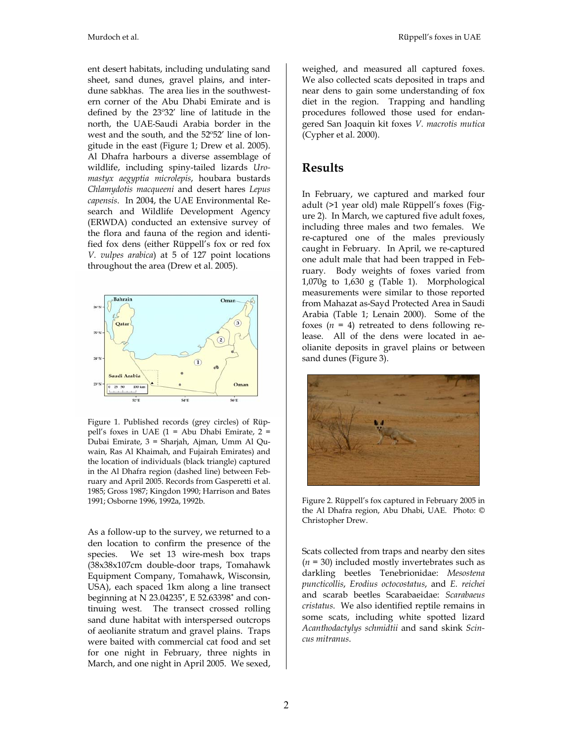ent desert habitats, including undulating sand sheet, sand dunes, gravel plains, and inter-dune sabkhas. The area lies in the southwestern corner of the Abu Dhabi Emirate and is defined by the 23º32′ line of latitude in the north, the UAE-Saudi Arabia border in the west and the south, and the 52º52′ line of longitude in the east (Figure 1; Drew et al. 2005). Al Dhafra harbours a diverse assemblage of wildlife, including spiny-tailed lizards *Uromastyx aegyptia microlepis*, houbara bustards *Chlamydotis macqueeni* and desert hares *Lepus capensis*. In 2004, the UAE Environmental Research and Wildlife Development Agency (ERWDA) conducted an extensive survey of the flora and fauna of the region and identified fox dens (either Rüppell's fox or red fox *V. vulpes arabica*) at 5 of 127 point locations throughout the area (Drew et al. 2005).

Figure 1. Published records (grey circles) of Rüppell's foxes in UAE (1 = Abu Dhabi Emirate, 2 = Dubai Emirate, 3 = Sharjah, Ajman, Umm Al Quwain, Ras Al Khaimah, and Fujairah Emirates) and the location of individuals (black triangle) captured in the Al Dhafra region (dashed line) between February and April 2005. Records from Gasperetti et al. 1985; Gross 1987; Kingdon 1990; Harrison and Bates 1991; Osborne 1996, 1992a, 1992b.

As a follow-up to the survey, we returned to a den location to confirm the presence of the species. We set 13 wire-mesh box traps (38x38x107cm double-door traps, Tomahawk Equipment Company, Tomahawk, Wisconsin, USA), each spaced 1km along a line transect beginning at N 23.04235˚, E 52.63398˚ and continuing west. The transect crossed rolling sand dune habitat with interspersed outcrops of aeolianite stratum and gravel plains. Traps were baited with commercial cat food and set for one night in February, three nights in March, and one night in April 2005. We sexed, weighed, and measured all captured foxes. We also collected scats deposited in traps and near dens to gain some understanding of fox diet in the region. Trapping and handling procedures followed those used for endangered San Joaquin kit foxes *V. macrotis mutica* (Cypher et al. 2000).

## Results

In February, we captured and marked four adult (>1 year old) male Rüppell's foxes (Figure 2). In March, we captured five adult foxes, including three males and two females. We re-captured one of the males previously caught in February. In April, we re-captured one adult male that had been trapped in February. Body weights of foxes varied from 1,070g to 1,630 g (Table 1). Morphological measurements were similar to those reported from Mahazat as-Sayd Protected Area in Saudi Arabia (Table 1; Lenain 2000). Some of the foxes ($n$ = 4) retreated to dens following release. All of the dens were located in aeolianite deposits in gravel plains or between sand dunes (Figure 3).

Figure 2. Rüppell's fox captured in February 2005 in the Al Dhafra region, Abu Dhabi, UAE. Photo: © Christopher Drew.

Scats collected from traps and nearby den sites ($n$ = 30) included mostly invertebrates such as darkling beetles Tenebrionidae: *Mesostena puncticollis*, *Erodius octocostatus*, and *E. reichei* and scarab beetles Scarabaeidae: *Scarabaeus cristatus*. We also identified reptile remains in some scats, including white spotted lizard *Acanthodactylys schmidtii* and sand skink *Scincus mitranus*.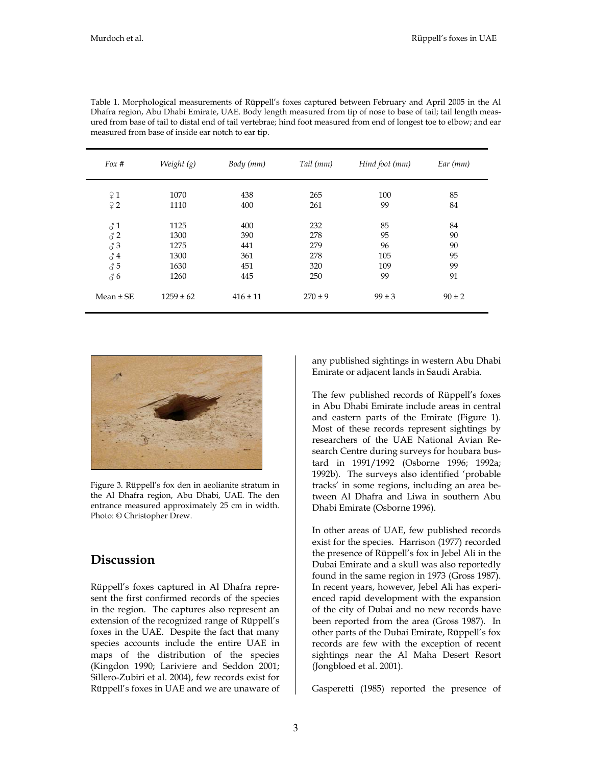Table 1. Morphological measurements of Rüppell's foxes captured between February and April 2005 in the Al Dhafra region, Abu Dhabi Emirate, UAE. Body length measured from tip of nose to base of tail; tail length measured from base of tail to distal end of tail vertebrae; hind foot measured from end of longest toe to elbow; and ear measured from base of inside ear notch to ear tip.

| *Fox #* | *Weight (g)* | *Body (mm)* | *Tail (mm)* | *Hind foot (mm)* | *Ear (mm)* |
|---|---|---|---|---|---|
| ♀1 | 1070 | 438 | 265 | 100 | 85 |
| ♀2 | 1110 | 400 | 261 | 99 | 84 |
| ♂1 | 1125 | 400 | 232 | 85 | 84 |
| ♂2 | 1300 | 390 | 278 | 95 | 90 |
| ♂3 | 1275 | 441 | 279 | 96 | 90 |
| ♂4 | 1300 | 361 | 278 | 105 | 95 |
| ♂5 | 1630 | 451 | 320 | 109 | 99 |
| ♂6 | 1260 | 445 | 250 | 99 | 91 |
| Mean ± SE | 1259 ± 62 | 416 ± 11 | 270 ± 9 | 99 ± 3 | 90 ± 2 |

Figure 3. Rüppell's fox den in aeolianite stratum in the Al Dhafra region, Abu Dhabi, UAE. The den entrance measured approximately 25 cm in width. Photo: © Christopher Drew.

## Discussion

Rüppell's foxes captured in Al Dhafra represent the first confirmed records of the species in the region. The captures also represent an extension of the recognized range of Rüppell's foxes in the UAE. Despite the fact that many species accounts include the entire UAE in maps of the distribution of the species (Kingdon 1990; Lariviere and Seddon 2001; Sillero-Zubiri et al. 2004), few records exist for Rüppell's foxes in UAE and we are unaware of any published sightings in western Abu Dhabi Emirate or adjacent lands in Saudi Arabia.

The few published records of Rüppell's foxes in Abu Dhabi Emirate include areas in central and eastern parts of the Emirate (Figure 1). Most of these records represent sightings by researchers of the UAE National Avian Research Centre during surveys for houbara bustard in 1991/1992 (Osborne 1996; 1992a; 1992b). The surveys also identified 'probable tracks' in some regions, including an area between Al Dhafra and Liwa in southern Abu Dhabi Emirate (Osborne 1996).

In other areas of UAE, few published records exist for the species. Harrison (1977) recorded the presence of Rüppell's fox in Jebel Ali in the Dubai Emirate and a skull was also reportedly found in the same region in 1973 (Gross 1987). In recent years, however, Jebel Ali has experienced rapid development with the expansion of the city of Dubai and no new records have been reported from the area (Gross 1987). In other parts of the Dubai Emirate, Rüppell's fox records are few with the exception of recent sightings near the Al Maha Desert Resort (Jongbloed et al. 2001).

Gasperetti (1985) reported the presence of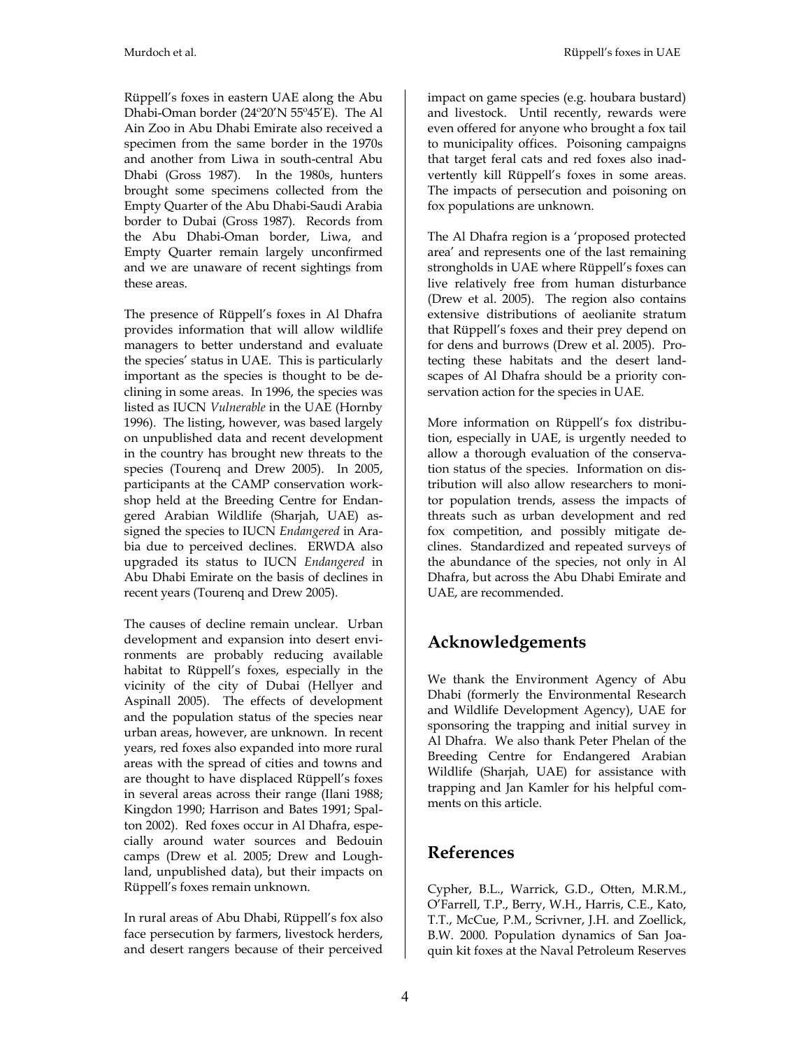Rüppell's foxes in eastern UAE along the Abu Dhabi-Oman border (24º20′N 55º45′E). The Al Ain Zoo in Abu Dhabi Emirate also received a specimen from the same border in the 1970s and another from Liwa in south-central Abu Dhabi (Gross 1987). In the 1980s, hunters brought some specimens collected from the Empty Quarter of the Abu Dhabi-Saudi Arabia border to Dubai (Gross 1987). Records from the Abu Dhabi-Oman border, Liwa, and Empty Quarter remain largely unconfirmed and we are unaware of recent sightings from these areas.

The presence of Rüppell's foxes in Al Dhafra provides information that will allow wildlife managers to better understand and evaluate the species' status in UAE. This is particularly important as the species is thought to be declining in some areas. In 1996, the species was listed as IUCN *Vulnerable* in the UAE (Hornby 1996). The listing, however, was based largely on unpublished data and recent development in the country has brought new threats to the species (Tourenq and Drew 2005). In 2005, participants at the CAMP conservation workshop held at the Breeding Centre for Endangered Arabian Wildlife (Sharjah, UAE) assigned the species to IUCN *Endangered* in Arabia due to perceived declines. ERWDA also upgraded its status to IUCN *Endangered* in Abu Dhabi Emirate on the basis of declines in recent years (Tourenq and Drew 2005).

The causes of decline remain unclear. Urban development and expansion into desert environments are probably reducing available habitat to Rüppell's foxes, especially in the vicinity of the city of Dubai (Hellyer and Aspinall 2005). The effects of development and the population status of the species near urban areas, however, are unknown. In recent years, red foxes also expanded into more rural areas with the spread of cities and towns and are thought to have displaced Rüppell's foxes in several areas across their range (Ilani 1988; Kingdon 1990; Harrison and Bates 1991; Spalton 2002). Red foxes occur in Al Dhafra, especially around water sources and Bedouin camps (Drew et al. 2005; Drew and Loughland, unpublished data), but their impacts on Rüppell's foxes remain unknown.

In rural areas of Abu Dhabi, Rüppell's fox also face persecution by farmers, livestock herders, and desert rangers because of their perceived impact on game species (e.g. houbara bustard) and livestock. Until recently, rewards were even offered for anyone who brought a fox tail to municipality offices. Poisoning campaigns that target feral cats and red foxes also inadvertently kill Rüppell's foxes in some areas. The impacts of persecution and poisoning on fox populations are unknown.

The Al Dhafra region is a 'proposed protected area' and represents one of the last remaining strongholds in UAE where Rüppell's foxes can live relatively free from human disturbance (Drew et al. 2005). The region also contains extensive distributions of aeolianite stratum that Rüppell's foxes and their prey depend on for dens and burrows (Drew et al. 2005). Protecting these habitats and the desert landscapes of Al Dhafra should be a priority conservation action for the species in UAE.

More information on Rüppell's fox distribution, especially in UAE, is urgently needed to allow a thorough evaluation of the conservation status of the species. Information on distribution will also allow researchers to monitor population trends, assess the impacts of threats such as urban development and red fox competition, and possibly mitigate declines. Standardized and repeated surveys of the abundance of the species, not only in Al Dhafra, but across the Abu Dhabi Emirate and UAE, are recommended.

## Acknowledgements

We thank the Environment Agency of Abu Dhabi (formerly the Environmental Research and Wildlife Development Agency), UAE for sponsoring the trapping and initial survey in Al Dhafra. We also thank Peter Phelan of the Breeding Centre for Endangered Arabian Wildlife (Sharjah, UAE) for assistance with trapping and Jan Kamler for his helpful comments on this article.

## References

Cypher, B.L., Warrick, G.D., Otten, M.R.M., O'Farrell, T.P., Berry, W.H., Harris, C.E., Kato, T.T., McCue, P.M., Scrivner, J.H. and Zoellick, B.W. 2000. Population dynamics of San Joaquin kit foxes at the Naval Petroleum Reserves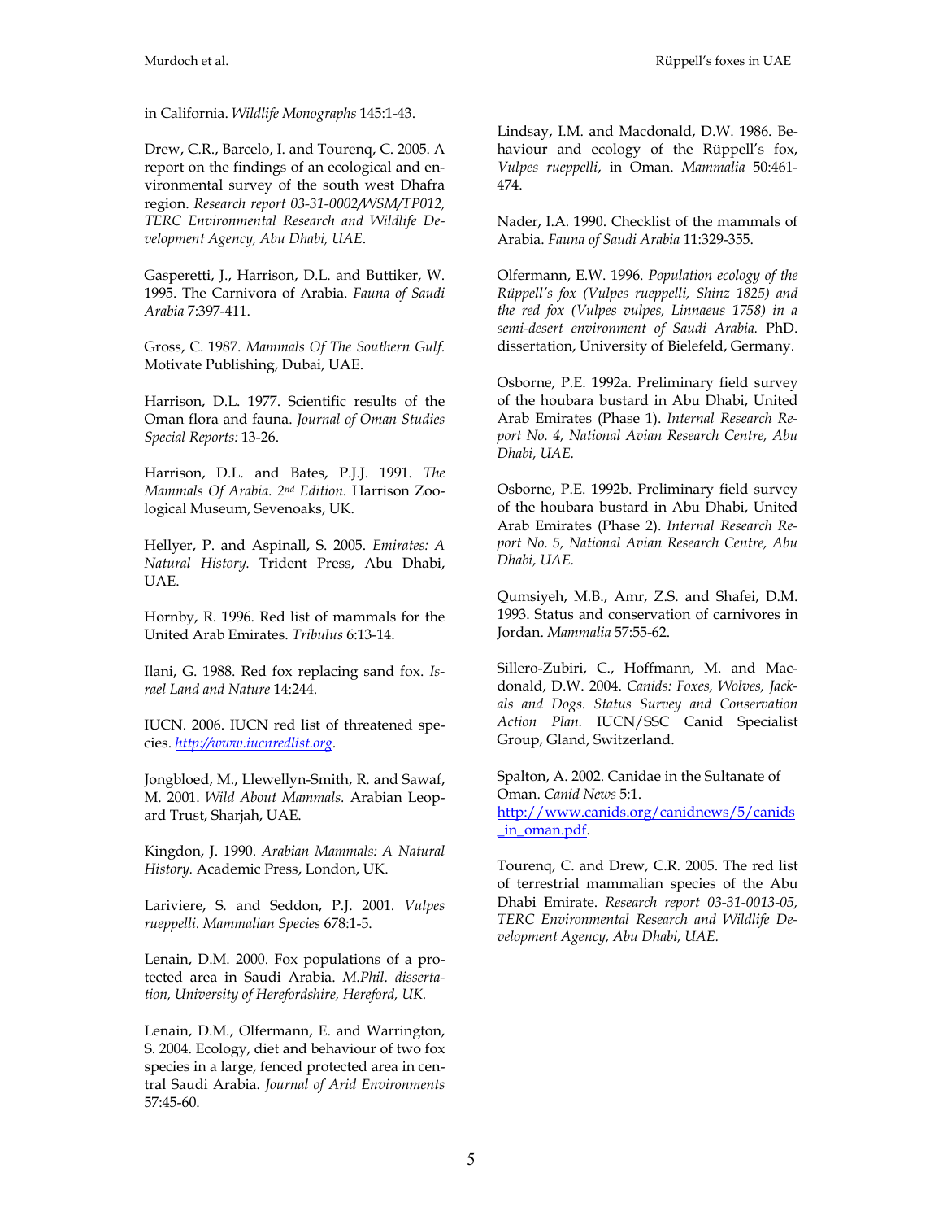in California. *Wildlife Monographs* 145:1-43.

Drew, C.R., Barcelo, I. and Tourenq, C. 2005. A report on the findings of an ecological and environmental survey of the south west Dhafra region. *Research report 03-31-0002/WSM/TP012, TERC Environmental Research and Wildlife Development Agency, Abu Dhabi, UAE.*

Gasperetti, J., Harrison, D.L. and Buttiker, W. 1995. The Carnivora of Arabia. *Fauna of Saudi Arabia* 7:397-411.

Gross, C. 1987. *Mammals Of The Southern Gulf.* Motivate Publishing, Dubai, UAE.

Harrison, D.L. 1977. Scientific results of the Oman flora and fauna. *Journal of Oman Studies Special Reports:* 13-26.

Harrison, D.L. and Bates, P.J.J. 1991. *The Mammals Of Arabia. 2nd Edition.* Harrison Zoological Museum, Sevenoaks, UK.

Hellyer, P. and Aspinall, S. 2005. *Emirates: A Natural History.* Trident Press, Abu Dhabi, UAE.

Hornby, R. 1996. Red list of mammals for the United Arab Emirates. *Tribulus* 6:13-14.

Ilani, G. 1988. Red fox replacing sand fox. *Israel Land and Nature* 14:244.

IUCN. 2006. IUCN red list of threatened species. *http://www.iucnredlist.org*.

Jongbloed, M., Llewellyn-Smith, R. and Sawaf, M. 2001. *Wild About Mammals.* Arabian Leopard Trust, Sharjah, UAE.

Kingdon, J. 1990. *Arabian Mammals: A Natural History.* Academic Press, London, UK.

Lariviere, S. and Seddon, P.J. 2001. *Vulpes rueppelli. Mammalian Species* 678:1-5.

Lenain, D.M. 2000. Fox populations of a protected area in Saudi Arabia. *M.Phil. dissertation, University of Herefordshire, Hereford, UK.*

Lenain, D.M., Olfermann, E. and Warrington, S. 2004. Ecology, diet and behaviour of two fox species in a large, fenced protected area in central Saudi Arabia. *Journal of Arid Environments* 57:45-60.

Lindsay, I.M. and Macdonald, D.W. 1986. Behaviour and ecology of the Rüppell's fox, *Vulpes rueppelli*, in Oman. *Mammalia* 50:461-474.

Nader, I.A. 1990. Checklist of the mammals of Arabia. *Fauna of Saudi Arabia* 11:329-355.

Olfermann, E.W. 1996. *Population ecology of the Rüppell's fox (Vulpes rueppelli, Shinz 1825) and the red fox (Vulpes vulpes, Linnaeus 1758) in a semi-desert environment of Saudi Arabia.* PhD. dissertation, University of Bielefeld, Germany.

Osborne, P.E. 1992a. Preliminary field survey of the houbara bustard in Abu Dhabi, United Arab Emirates (Phase 1). *Internal Research Report No. 4, National Avian Research Centre, Abu Dhabi, UAE.*

Osborne, P.E. 1992b. Preliminary field survey of the houbara bustard in Abu Dhabi, United Arab Emirates (Phase 2). *Internal Research Report No. 5, National Avian Research Centre, Abu Dhabi, UAE.*

Qumsiyeh, M.B., Amr, Z.S. and Shafei, D.M. 1993. Status and conservation of carnivores in Jordan. *Mammalia* 57:55-62.

Sillero-Zubiri, C., Hoffmann, M. and Macdonald, D.W. 2004. *Canids: Foxes, Wolves, Jackals and Dogs. Status Survey and Conservation Action Plan.* IUCN/SSC Canid Specialist Group, Gland, Switzerland.

Spalton, A. 2002. Canidae in the Sultanate of Oman. *Canid News* 5:1. http://www.canids.org/canidnews/5/canids_in_oman.pdf.

Tourenq, C. and Drew, C.R. 2005. The red list of terrestrial mammalian species of the Abu Dhabi Emirate. *Research report 03-31-0013-05, TERC Environmental Research and Wildlife Development Agency, Abu Dhabi, UAE.*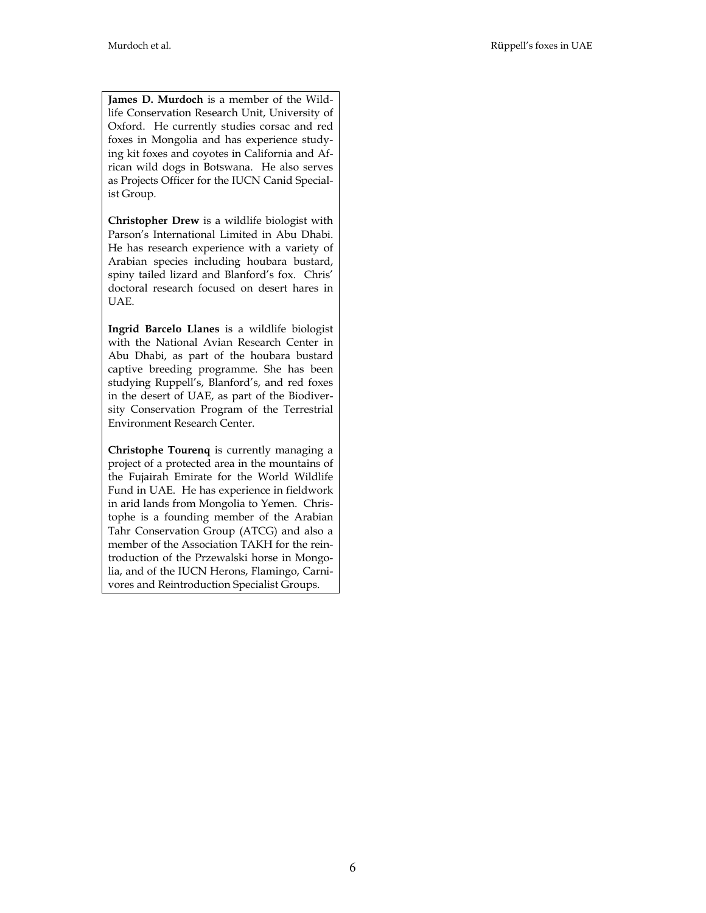**James D. Murdoch** is a member of the Wildlife Conservation Research Unit, University of Oxford. He currently studies corsac and red foxes in Mongolia and has experience studying kit foxes and coyotes in California and African wild dogs in Botswana. He also serves as Projects Officer for the IUCN Canid Specialist Group.

**Christopher Drew** is a wildlife biologist with Parson's International Limited in Abu Dhabi. He has research experience with a variety of Arabian species including houbara bustard, spiny tailed lizard and Blanford's fox. Chris' doctoral research focused on desert hares in UAE.

**Ingrid Barcelo Llanes** is a wildlife biologist with the National Avian Research Center in Abu Dhabi, as part of the houbara bustard captive breeding programme. She has been studying Ruppell's, Blanford's, and red foxes in the desert of UAE, as part of the Biodiversity Conservation Program of the Terrestrial Environment Research Center.

**Christophe Tourenq** is currently managing a project of a protected area in the mountains of the Fujairah Emirate for the World Wildlife Fund in UAE. He has experience in fieldwork in arid lands from Mongolia to Yemen. Christophe is a founding member of the Arabian Tahr Conservation Group (ATCG) and also a member of the Association TAKH for the reintroduction of the Przewalski horse in Mongolia, and of the IUCN Herons, Flamingo, Carnivores and Reintroduction Specialist Groups.